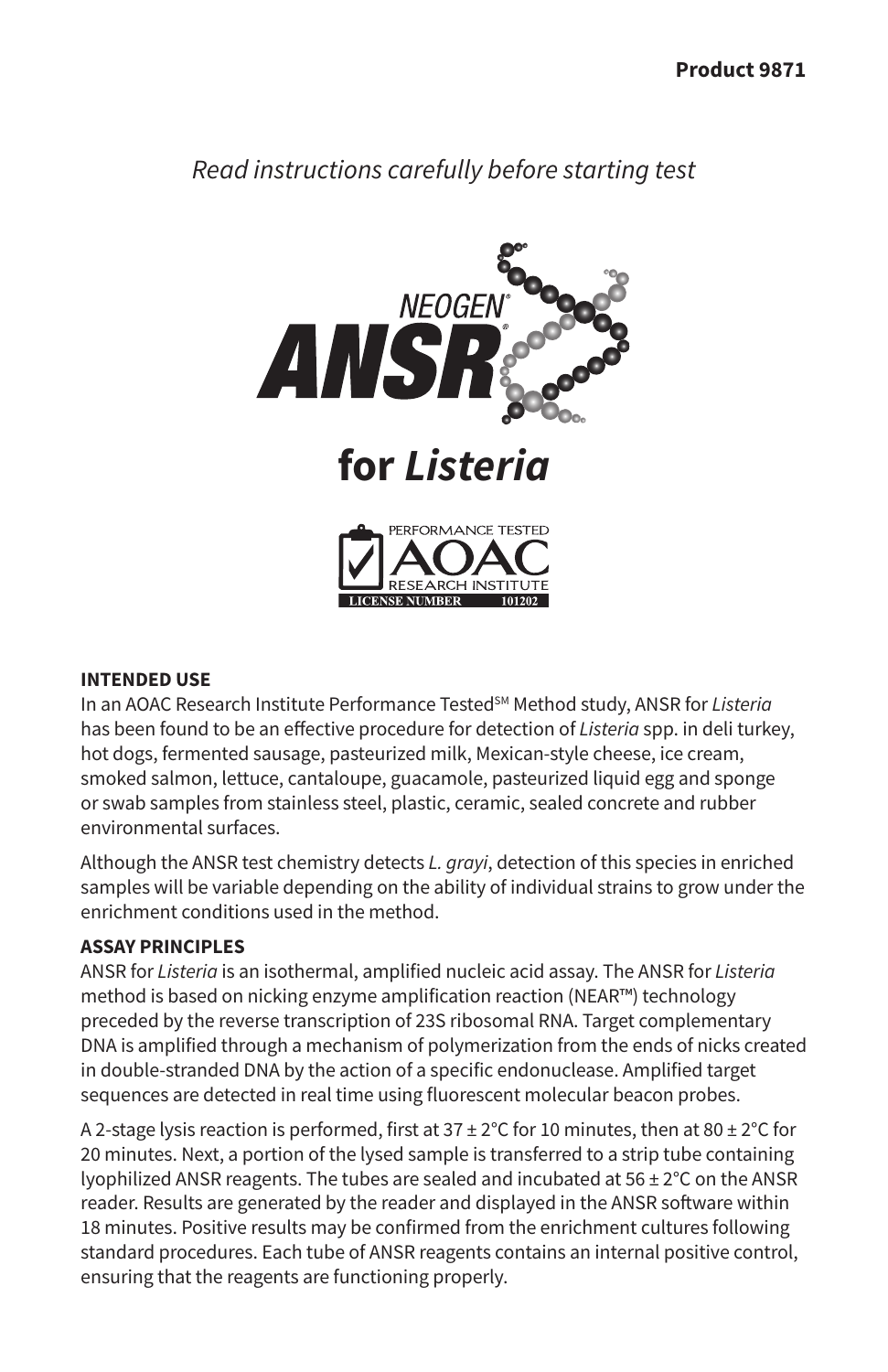**Product 9871**

*Read instructions carefully before starting test*

# NEOGEN® ANSR® for *Listeria*

PERFORMANCE TESTED AOAC RESEARCH INSTITUTE LICENSE NUMBER 101202

### INTENDED USE

In an AOAC Research Institute Performance Tested[SM] Method study, ANSR for *Listeria* has been found to be an effective procedure for detection of *Listeria* spp. in deli turkey, hot dogs, fermented sausage, pasteurized milk, Mexican-style cheese, ice cream, smoked salmon, lettuce, cantaloupe, guacamole, pasteurized liquid egg and sponge or swab samples from stainless steel, plastic, ceramic, sealed concrete and rubber environmental surfaces.

Although the ANSR test chemistry detects *L. grayi*, detection of this species in enriched samples will be variable depending on the ability of individual strains to grow under the enrichment conditions used in the method.

### ASSAY PRINCIPLES

ANSR for *Listeria* is an isothermal, amplified nucleic acid assay. The ANSR for *Listeria* method is based on nicking enzyme amplification reaction (NEAR™) technology preceded by the reverse transcription of 23S ribosomal RNA. Target complementary DNA is amplified through a mechanism of polymerization from the ends of nicks created in double-stranded DNA by the action of a specific endonuclease. Amplified target sequences are detected in real time using fluorescent molecular beacon probes.

A 2-stage lysis reaction is performed, first at 37 ± 2°C for 10 minutes, then at 80 ± 2°C for 20 minutes. Next, a portion of the lysed sample is transferred to a strip tube containing lyophilized ANSR reagents. The tubes are sealed and incubated at 56 ± 2°C on the ANSR reader. Results are generated by the reader and displayed in the ANSR software within 18 minutes. Positive results may be confirmed from the enrichment cultures following standard procedures. Each tube of ANSR reagents contains an internal positive control, ensuring that the reagents are functioning properly.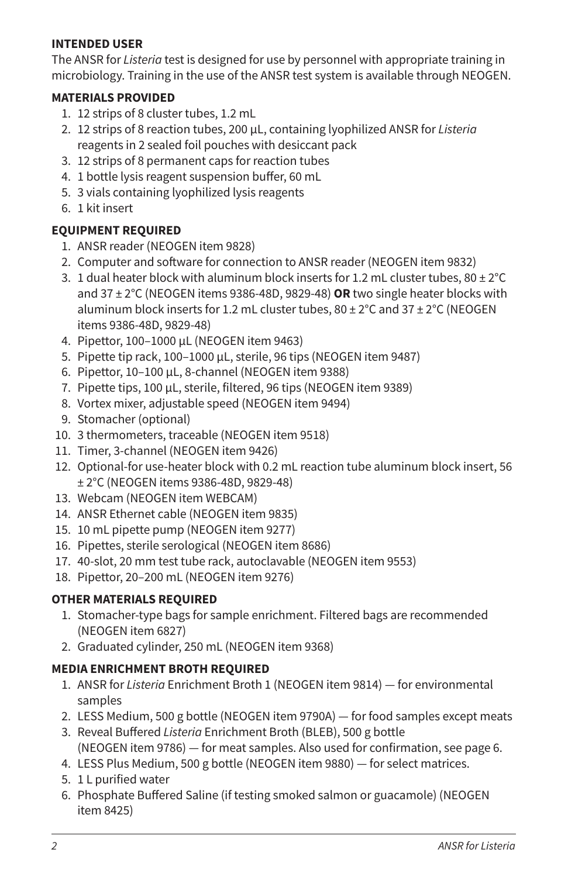**INTENDED USER**

The ANSR for *Listeria* test is designed for use by personnel with appropriate training in microbiology. Training in the use of the ANSR test system is available through NEOGEN.

**MATERIALS PROVIDED**

1. 12 strips of 8 cluster tubes, 1.2 mL
2. 12 strips of 8 reaction tubes, 200 µL, containing lyophilized ANSR for *Listeria* reagents in 2 sealed foil pouches with desiccant pack
3. 12 strips of 8 permanent caps for reaction tubes
4. 1 bottle lysis reagent suspension buffer, 60 mL
5. 3 vials containing lyophilized lysis reagents
6. 1 kit insert

**EQUIPMENT REQUIRED**

1. ANSR reader (NEOGEN item 9828)
2. Computer and software for connection to ANSR reader (NEOGEN item 9832)
3. 1 dual heater block with aluminum block inserts for 1.2 mL cluster tubes, 80 ± 2°C and 37 ± 2°C (NEOGEN items 9386-48D, 9829-48) **OR** two single heater blocks with aluminum block inserts for 1.2 mL cluster tubes, 80 ± 2°C and 37 ± 2°C (NEOGEN items 9386-48D, 9829-48)
4. Pipettor, 100–1000 µL (NEOGEN item 9463)
5. Pipette tip rack, 100–1000 µL, sterile, 96 tips (NEOGEN item 9487)
6. Pipettor, 10–100 µL, 8-channel (NEOGEN item 9388)
7. Pipette tips, 100 µL, sterile, filtered, 96 tips (NEOGEN item 9389)
8. Vortex mixer, adjustable speed (NEOGEN item 9494)
9. Stomacher (optional)
10. 3 thermometers, traceable (NEOGEN item 9518)
11. Timer, 3-channel (NEOGEN item 9426)
12. Optional-for use-heater block with 0.2 mL reaction tube aluminum block insert, 56 ± 2°C (NEOGEN items 9386-48D, 9829-48)
13. Webcam (NEOGEN item WEBCAM)
14. ANSR Ethernet cable (NEOGEN item 9835)
15. 10 mL pipette pump (NEOGEN item 9277)
16. Pipettes, sterile serological (NEOGEN item 8686)
17. 40-slot, 20 mm test tube rack, autoclavable (NEOGEN item 9553)
18. Pipettor, 20–200 mL (NEOGEN item 9276)

**OTHER MATERIALS REQUIRED**

1. Stomacher-type bags for sample enrichment. Filtered bags are recommended (NEOGEN item 6827)
2. Graduated cylinder, 250 mL (NEOGEN item 9368)

**MEDIA ENRICHMENT BROTH REQUIRED**

1. ANSR for *Listeria* Enrichment Broth 1 (NEOGEN item 9814) — for environmental samples
2. LESS Medium, 500 g bottle (NEOGEN item 9790A) — for food samples except meats
3. Reveal Buffered *Listeria* Enrichment Broth (BLEB), 500 g bottle (NEOGEN item 9786) — for meat samples. Also used for confirmation, see page 6.
4. LESS Plus Medium, 500 g bottle (NEOGEN item 9880) — for select matrices.
5. 1 L purified water
6. Phosphate Buffered Saline (if testing smoked salmon or guacamole) (NEOGEN item 8425)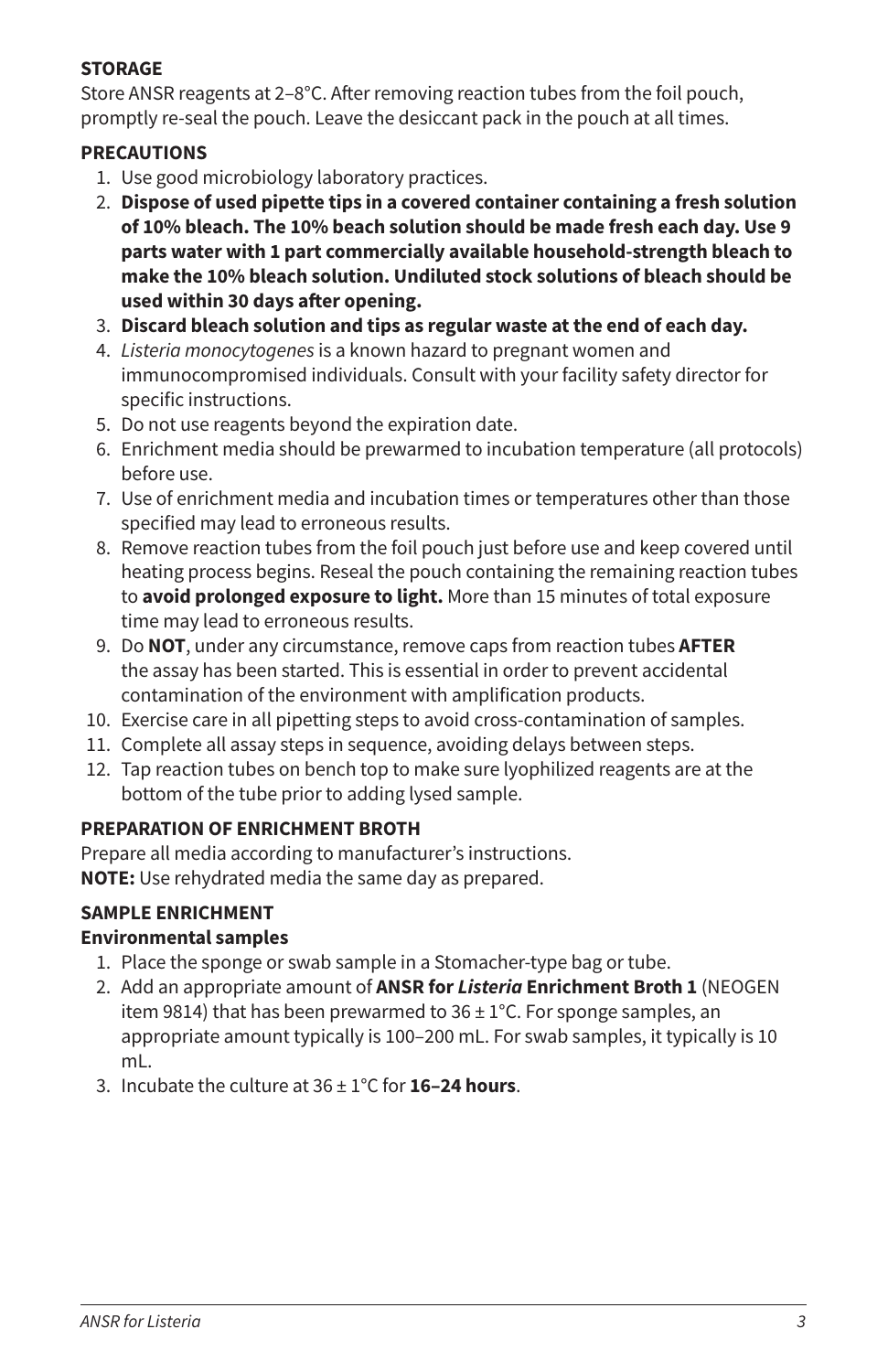**STORAGE**

Store ANSR reagents at 2–8°C. After removing reaction tubes from the foil pouch, promptly re-seal the pouch. Leave the desiccant pack in the pouch at all times.

**PRECAUTIONS**

1. Use good microbiology laboratory practices.
2. **Dispose of used pipette tips in a covered container containing a fresh solution of 10% bleach. The 10% beach solution should be made fresh each day. Use 9 parts water with 1 part commercially available household-strength bleach to make the 10% bleach solution. Undiluted stock solutions of bleach should be used within 30 days after opening.**
3. **Discard bleach solution and tips as regular waste at the end of each day.**
4. *Listeria monocytogenes* is a known hazard to pregnant women and immunocompromised individuals. Consult with your facility safety director for specific instructions.
5. Do not use reagents beyond the expiration date.
6. Enrichment media should be prewarmed to incubation temperature (all protocols) before use.
7. Use of enrichment media and incubation times or temperatures other than those specified may lead to erroneous results.
8. Remove reaction tubes from the foil pouch just before use and keep covered until heating process begins. Reseal the pouch containing the remaining reaction tubes to **avoid prolonged exposure to light.** More than 15 minutes of total exposure time may lead to erroneous results.
9. Do **NOT**, under any circumstance, remove caps from reaction tubes **AFTER** the assay has been started. This is essential in order to prevent accidental contamination of the environment with amplification products.
10. Exercise care in all pipetting steps to avoid cross-contamination of samples.
11. Complete all assay steps in sequence, avoiding delays between steps.
12. Tap reaction tubes on bench top to make sure lyophilized reagents are at the bottom of the tube prior to adding lysed sample.

**PREPARATION OF ENRICHMENT BROTH**

Prepare all media according to manufacturer's instructions.
**NOTE:** Use rehydrated media the same day as prepared.

**SAMPLE ENRICHMENT**

**Environmental samples**

1. Place the sponge or swab sample in a Stomacher-type bag or tube.
2. Add an appropriate amount of **ANSR for *Listeria* Enrichment Broth 1** (NEOGEN item 9814) that has been prewarmed to 36 ± 1°C. For sponge samples, an appropriate amount typically is 100–200 mL. For swab samples, it typically is 10 mL.
3. Incubate the culture at 36 ± 1°C for **16–24 hours**.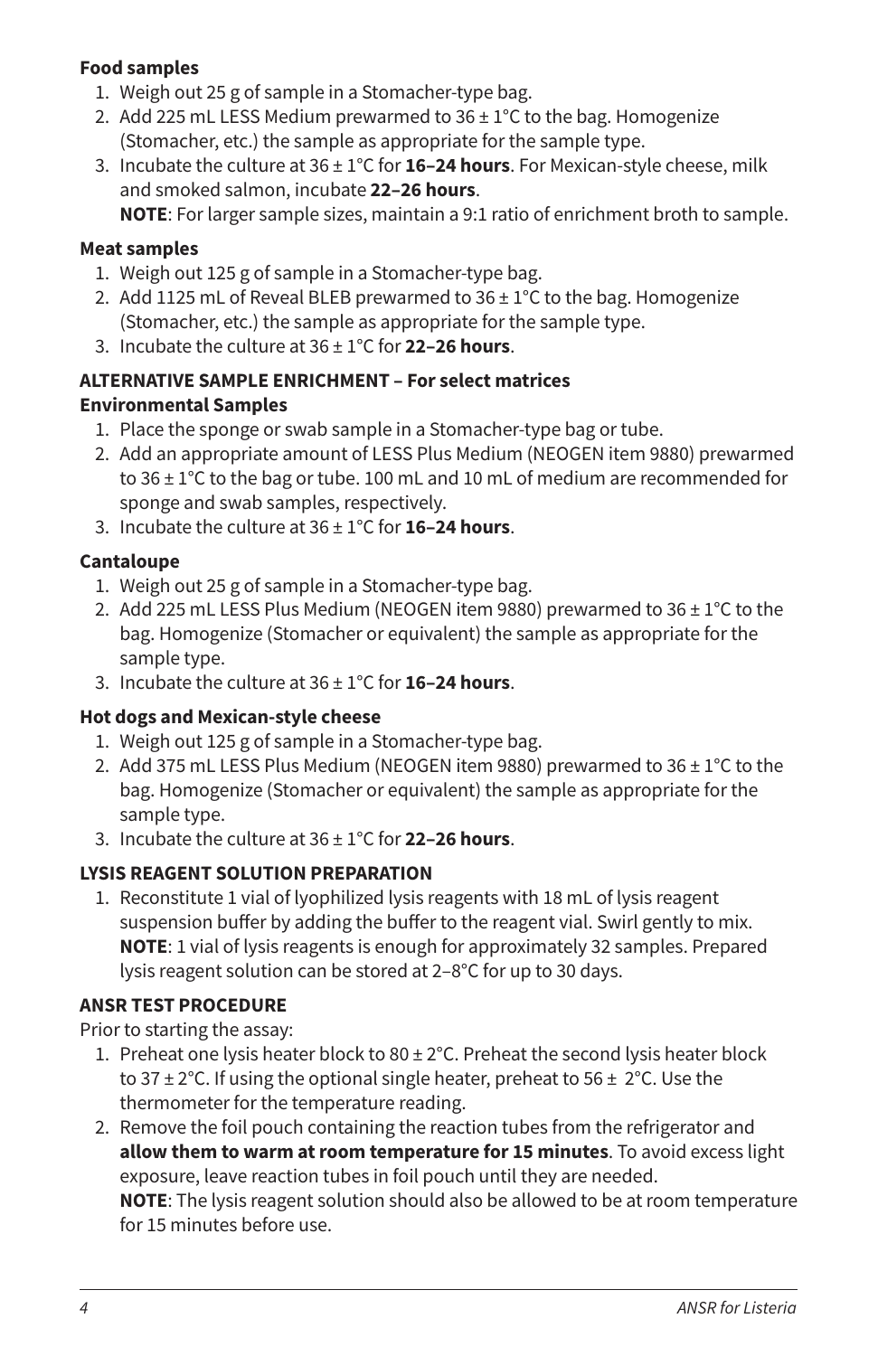**Food samples**

1. Weigh out 25 g of sample in a Stomacher-type bag.
2. Add 225 mL LESS Medium prewarmed to 36 ± 1°C to the bag. Homogenize (Stomacher, etc.) the sample as appropriate for the sample type.
3. Incubate the culture at 36 ± 1°C for **16–24 hours**. For Mexican-style cheese, milk and smoked salmon, incubate **22–26 hours**.
   **NOTE**: For larger sample sizes, maintain a 9:1 ratio of enrichment broth to sample.

**Meat samples**

1. Weigh out 125 g of sample in a Stomacher-type bag.
2. Add 1125 mL of Reveal BLEB prewarmed to 36 ± 1°C to the bag. Homogenize (Stomacher, etc.) the sample as appropriate for the sample type.
3. Incubate the culture at 36 ± 1°C for **22–26 hours**.

**ALTERNATIVE SAMPLE ENRICHMENT – For select matrices**

**Environmental Samples**

1. Place the sponge or swab sample in a Stomacher-type bag or tube.
2. Add an appropriate amount of LESS Plus Medium (NEOGEN item 9880) prewarmed to 36 ± 1°C to the bag or tube. 100 mL and 10 mL of medium are recommended for sponge and swab samples, respectively.
3. Incubate the culture at 36 ± 1°C for **16–24 hours**.

**Cantaloupe**

1. Weigh out 25 g of sample in a Stomacher-type bag.
2. Add 225 mL LESS Plus Medium (NEOGEN item 9880) prewarmed to 36 ± 1°C to the bag. Homogenize (Stomacher or equivalent) the sample as appropriate for the sample type.
3. Incubate the culture at 36 ± 1°C for **16–24 hours**.

**Hot dogs and Mexican-style cheese**

1. Weigh out 125 g of sample in a Stomacher-type bag.
2. Add 375 mL LESS Plus Medium (NEOGEN item 9880) prewarmed to 36 ± 1°C to the bag. Homogenize (Stomacher or equivalent) the sample as appropriate for the sample type.
3. Incubate the culture at 36 ± 1°C for **22–26 hours**.

**LYSIS REAGENT SOLUTION PREPARATION**

1. Reconstitute 1 vial of lyophilized lysis reagents with 18 mL of lysis reagent suspension buffer by adding the buffer to the reagent vial. Swirl gently to mix.
   **NOTE**: 1 vial of lysis reagents is enough for approximately 32 samples. Prepared lysis reagent solution can be stored at 2–8°C for up to 30 days.

**ANSR TEST PROCEDURE**

Prior to starting the assay:

1. Preheat one lysis heater block to 80 ± 2°C. Preheat the second lysis heater block to 37 ± 2°C. If using the optional single heater, preheat to 56 ± 2°C. Use the thermometer for the temperature reading.
2. Remove the foil pouch containing the reaction tubes from the refrigerator and **allow them to warm at room temperature for 15 minutes**. To avoid excess light exposure, leave reaction tubes in foil pouch until they are needed.
   **NOTE**: The lysis reagent solution should also be allowed to be at room temperature for 15 minutes before use.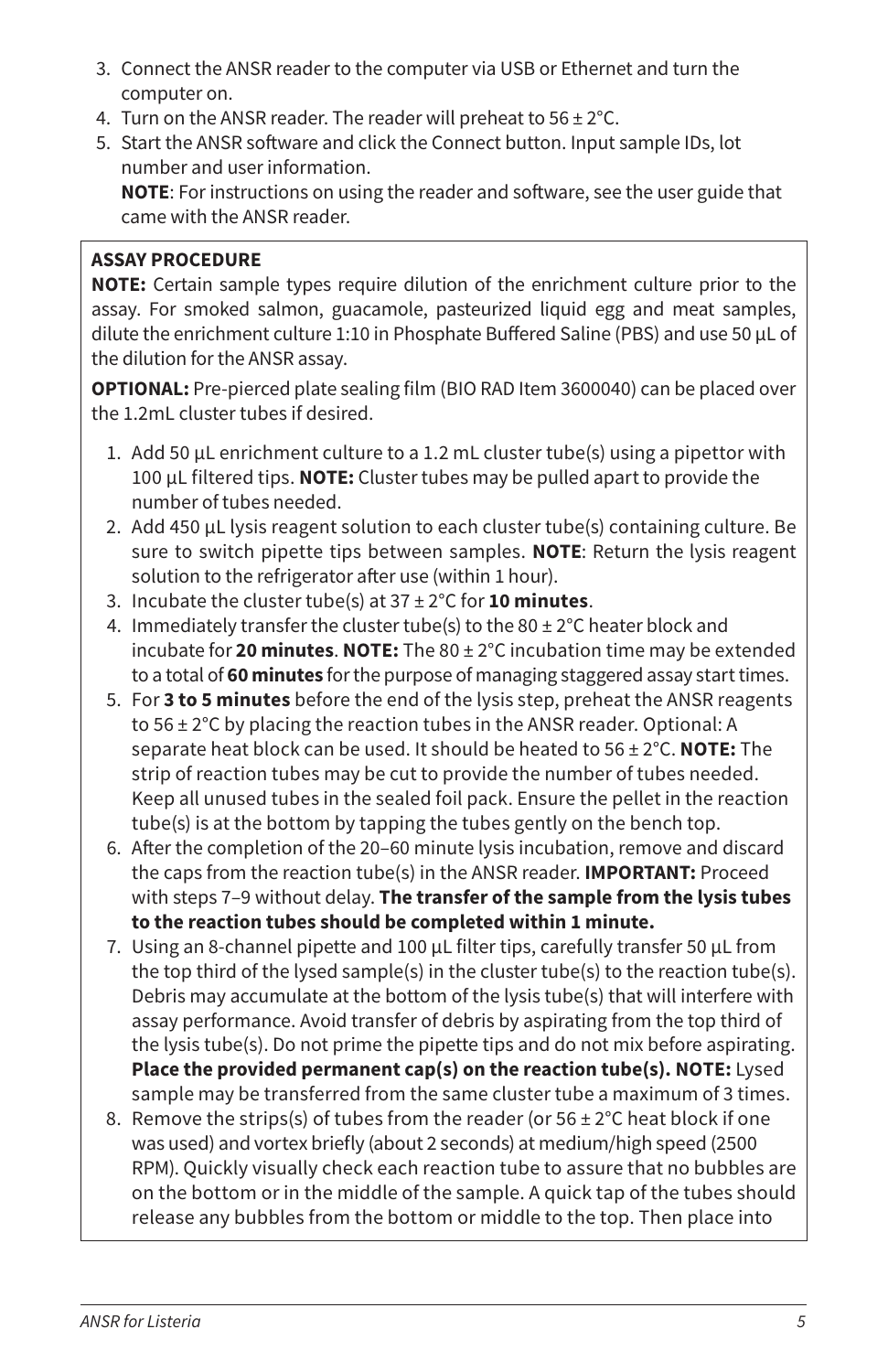3. Connect the ANSR reader to the computer via USB or Ethernet and turn the computer on.
4. Turn on the ANSR reader. The reader will preheat to 56 ± 2°C.
5. Start the ANSR software and click the Connect button. Input sample IDs, lot number and user information.
   **NOTE**: For instructions on using the reader and software, see the user guide that came with the ANSR reader.

**ASSAY PROCEDURE**

**NOTE:** Certain sample types require dilution of the enrichment culture prior to the assay. For smoked salmon, guacamole, pasteurized liquid egg and meat samples, dilute the enrichment culture 1:10 in Phosphate Buffered Saline (PBS) and use 50 µL of the dilution for the ANSR assay.

**OPTIONAL:** Pre-pierced plate sealing film (BIO RAD Item 3600040) can be placed over the 1.2mL cluster tubes if desired.

1. Add 50 µL enrichment culture to a 1.2 mL cluster tube(s) using a pipettor with 100 µL filtered tips. **NOTE:** Cluster tubes may be pulled apart to provide the number of tubes needed.
2. Add 450 µL lysis reagent solution to each cluster tube(s) containing culture. Be sure to switch pipette tips between samples. **NOTE**: Return the lysis reagent solution to the refrigerator after use (within 1 hour).
3. Incubate the cluster tube(s) at 37 ± 2°C for **10 minutes**.
4. Immediately transfer the cluster tube(s) to the 80 ± 2°C heater block and incubate for **20 minutes**. **NOTE:** The 80 ± 2°C incubation time may be extended to a total of **60 minutes** for the purpose of managing staggered assay start times.
5. For **3 to 5 minutes** before the end of the lysis step, preheat the ANSR reagents to 56 ± 2°C by placing the reaction tubes in the ANSR reader. Optional: A separate heat block can be used. It should be heated to 56 ± 2°C. **NOTE:** The strip of reaction tubes may be cut to provide the number of tubes needed. Keep all unused tubes in the sealed foil pack. Ensure the pellet in the reaction tube(s) is at the bottom by tapping the tubes gently on the bench top.
6. After the completion of the 20–60 minute lysis incubation, remove and discard the caps from the reaction tube(s) in the ANSR reader. **IMPORTANT:** Proceed with steps 7–9 without delay. **The transfer of the sample from the lysis tubes to the reaction tubes should be completed within 1 minute.**
7. Using an 8-channel pipette and 100 µL filter tips, carefully transfer 50 µL from the top third of the lysed sample(s) in the cluster tube(s) to the reaction tube(s). Debris may accumulate at the bottom of the lysis tube(s) that will interfere with assay performance. Avoid transfer of debris by aspirating from the top third of the lysis tube(s). Do not prime the pipette tips and do not mix before aspirating. **Place the provided permanent cap(s) on the reaction tube(s). NOTE:** Lysed sample may be transferred from the same cluster tube a maximum of 3 times.
8. Remove the strips(s) of tubes from the reader (or 56 ± 2°C heat block if one was used) and vortex briefly (about 2 seconds) at medium/high speed (2500 RPM). Quickly visually check each reaction tube to assure that no bubbles are on the bottom or in the middle of the sample. A quick tap of the tubes should release any bubbles from the bottom or middle to the top. Then place into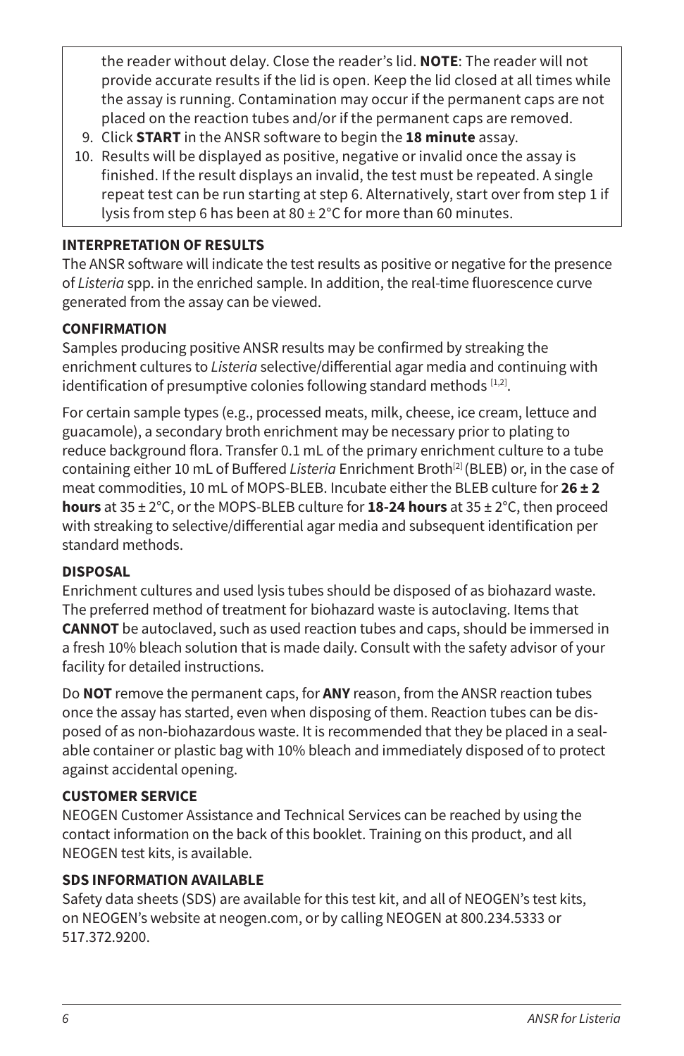the reader without delay. Close the reader's lid. **NOTE**: The reader will not provide accurate results if the lid is open. Keep the lid closed at all times while the assay is running. Contamination may occur if the permanent caps are not placed on the reaction tubes and/or if the permanent caps are removed.

9. Click **START** in the ANSR software to begin the **18 minute** assay.
10. Results will be displayed as positive, negative or invalid once the assay is finished. If the result displays an invalid, the test must be repeated. A single repeat test can be run starting at step 6. Alternatively, start over from step 1 if lysis from step 6 has been at 80 ± 2°C for more than 60 minutes.

### INTERPRETATION OF RESULTS

The ANSR software will indicate the test results as positive or negative for the presence of *Listeria* spp. in the enriched sample. In addition, the real-time fluorescence curve generated from the assay can be viewed.

### CONFIRMATION

Samples producing positive ANSR results may be confirmed by streaking the enrichment cultures to *Listeria* selective/differential agar media and continuing with identification of presumptive colonies following standard methods [1,2].

For certain sample types (e.g., processed meats, milk, cheese, ice cream, lettuce and guacamole), a secondary broth enrichment may be necessary prior to plating to reduce background flora. Transfer 0.1 mL of the primary enrichment culture to a tube containing either 10 mL of Buffered *Listeria* Enrichment Broth[2] (BLEB) or, in the case of meat commodities, 10 mL of MOPS-BLEB. Incubate either the BLEB culture for **26 ± 2 hours** at 35 ± 2°C, or the MOPS-BLEB culture for **18-24 hours** at 35 ± 2°C, then proceed with streaking to selective/differential agar media and subsequent identification per standard methods.

### DISPOSAL

Enrichment cultures and used lysis tubes should be disposed of as biohazard waste. The preferred method of treatment for biohazard waste is autoclaving. Items that **CANNOT** be autoclaved, such as used reaction tubes and caps, should be immersed in a fresh 10% bleach solution that is made daily. Consult with the safety advisor of your facility for detailed instructions.

Do **NOT** remove the permanent caps, for **ANY** reason, from the ANSR reaction tubes once the assay has started, even when disposing of them. Reaction tubes can be disposed of as non-biohazardous waste. It is recommended that they be placed in a sealable container or plastic bag with 10% bleach and immediately disposed of to protect against accidental opening.

### CUSTOMER SERVICE

NEOGEN Customer Assistance and Technical Services can be reached by using the contact information on the back of this booklet. Training on this product, and all NEOGEN test kits, is available.

### SDS INFORMATION AVAILABLE

Safety data sheets (SDS) are available for this test kit, and all of NEOGEN's test kits, on NEOGEN's website at neogen.com, or by calling NEOGEN at 800.234.5333 or 517.372.9200.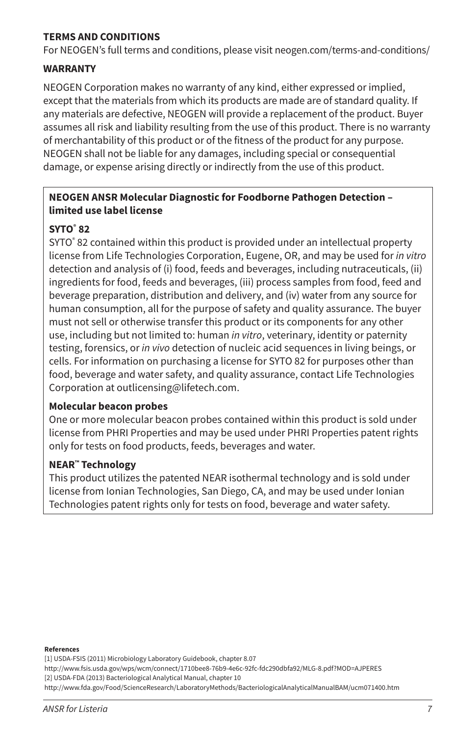**TERMS AND CONDITIONS**

For NEOGEN's full terms and conditions, please visit neogen.com/terms-and-conditions/

**WARRANTY**

NEOGEN Corporation makes no warranty of any kind, either expressed or implied, except that the materials from which its products are made are of standard quality. If any materials are defective, NEOGEN will provide a replacement of the product. Buyer assumes all risk and liability resulting from the use of this product. There is no warranty of merchantability of this product or of the fitness of the product for any purpose. NEOGEN shall not be liable for any damages, including special or consequential damage, or expense arising directly or indirectly from the use of this product.

**NEOGEN ANSR Molecular Diagnostic for Foodborne Pathogen Detection – limited use label license**

**SYTO® 82**

SYTO® 82 contained within this product is provided under an intellectual property license from Life Technologies Corporation, Eugene, OR, and may be used for *in vitro* detection and analysis of (i) food, feeds and beverages, including nutraceuticals, (ii) ingredients for food, feeds and beverages, (iii) process samples from food, feed and beverage preparation, distribution and delivery, and (iv) water from any source for human consumption, all for the purpose of safety and quality assurance. The buyer must not sell or otherwise transfer this product or its components for any other use, including but not limited to: human *in vitro*, veterinary, identity or paternity testing, forensics, or *in vivo* detection of nucleic acid sequences in living beings, or cells. For information on purchasing a license for SYTO 82 for purposes other than food, beverage and water safety, and quality assurance, contact Life Technologies Corporation at outlicensing@lifetech.com.

**Molecular beacon probes**

One or more molecular beacon probes contained within this product is sold under license from PHRI Properties and may be used under PHRI Properties patent rights only for tests on food products, feeds, beverages and water.

**NEAR™ Technology**

This product utilizes the patented NEAR isothermal technology and is sold under license from Ionian Technologies, San Diego, CA, and may be used under Ionian Technologies patent rights only for tests on food, beverage and water safety.

**References**

[1] USDA-FSIS (2011) Microbiology Laboratory Guidebook, chapter 8.07
http://www.fsis.usda.gov/wps/wcm/connect/1710bee8-76b9-4e6c-92fc-fdc290dbfa92/MLG-8.pdf?MOD=AJPERES

[2] USDA-FDA (2013) Bacteriological Analytical Manual, chapter 10
http://www.fda.gov/Food/ScienceResearch/LaboratoryMethods/BacteriologicalAnalyticalManualBAM/ucm071400.htm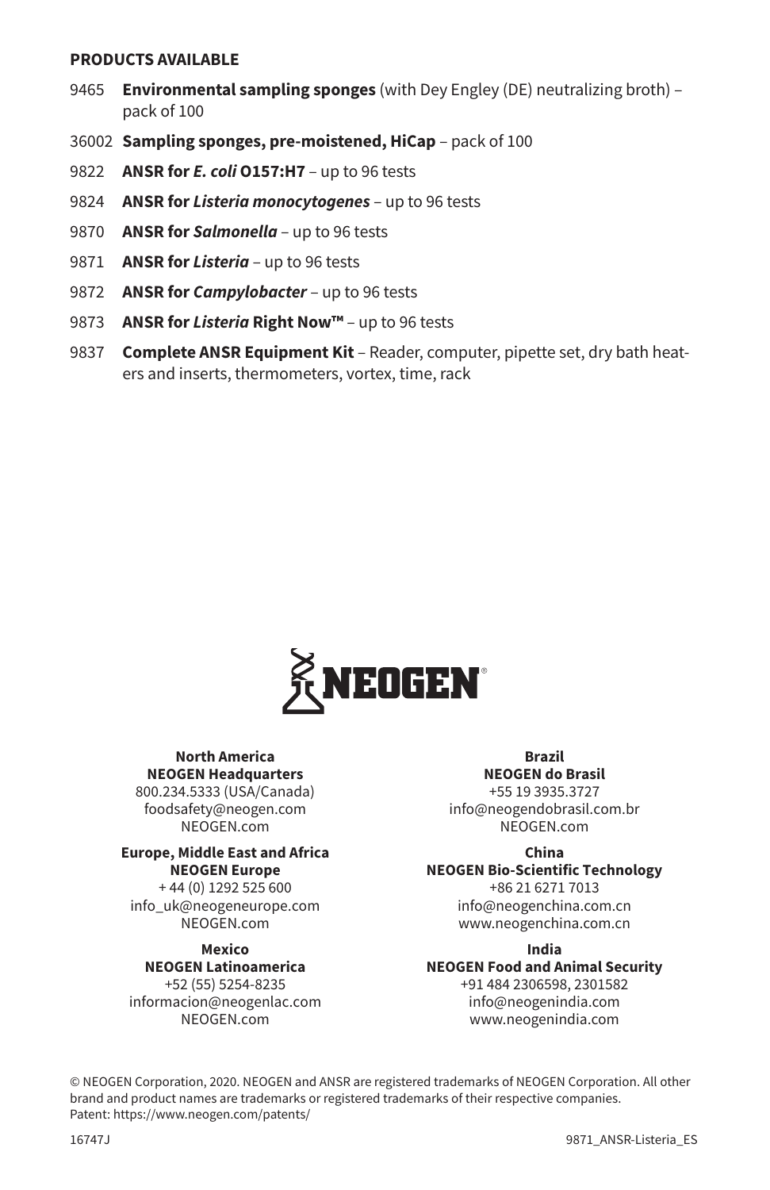**PRODUCTS AVAILABLE**

9465 **Environmental sampling sponges** (with Dey Engley (DE) neutralizing broth) – pack of 100

36002 **Sampling sponges, pre-moistened, HiCap** – pack of 100

9822 **ANSR for *E. coli* O157:H7** – up to 96 tests

9824 **ANSR for *Listeria monocytogenes*** – up to 96 tests

9870 **ANSR for *Salmonella*** – up to 96 tests

9871 **ANSR for *Listeria*** – up to 96 tests

9872 **ANSR for *Campylobacter*** – up to 96 tests

9873 **ANSR for *Listeria* Right Now™** – up to 96 tests

9837 **Complete ANSR Equipment Kit** – Reader, computer, pipette set, dry bath heaters and inserts, thermometers, vortex, time, rack

NEOGEN®

**North America**
**NEOGEN Headquarters**
800.234.5333 (USA/Canada)
foodsafety@neogen.com
NEOGEN.com

**Europe, Middle East and Africa**
**NEOGEN Europe**
+ 44 (0) 1292 525 600
info_uk@neogeneurope.com
NEOGEN.com

**Mexico**
**NEOGEN Latinoamerica**
+52 (55) 5254-8235
informacion@neogenlac.com
NEOGEN.com

**Brazil**
**NEOGEN do Brasil**
+55 19 3935.3727
info@neogendobrasil.com.br
NEOGEN.com

**China**
**NEOGEN Bio-Scientific Technology**
+86 21 6271 7013
info@neogenchina.com.cn
www.neogenchina.com.cn

**India**
**NEOGEN Food and Animal Security**
+91 484 2306598, 2301582
info@neogenindia.com
www.neogenindia.com

© NEOGEN Corporation, 2020. NEOGEN and ANSR are registered trademarks of NEOGEN Corporation. All other brand and product names are trademarks or registered trademarks of their respective companies.
Patent: https://www.neogen.com/patents/

16747J

9871_ANSR-Listeria_ES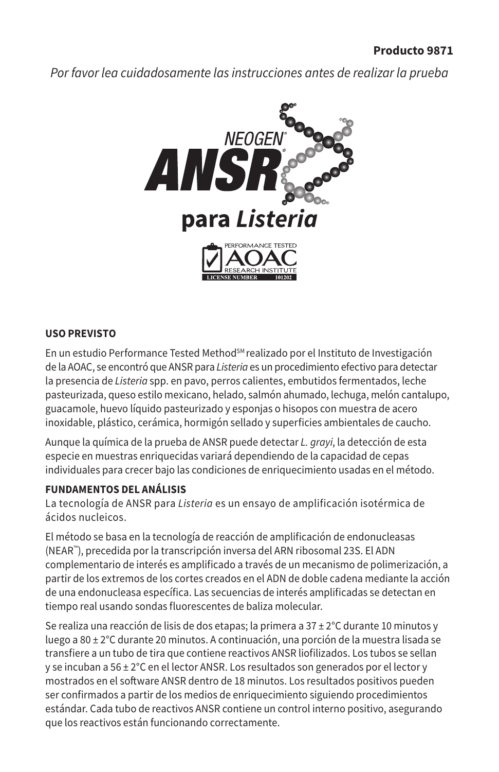**Producto 9871**

*Por favor lea cuidadosamente las instrucciones antes de realizar la prueba*

# NEOGEN® ANSR® para *Listeria*

PERFORMANCE TESTED AOAC RESEARCH INSTITUTE LICENSE NUMBER 101202

## USO PREVISTO

En un estudio Performance Tested Method[SM] realizado por el Instituto de Investigación de la AOAC, se encontró que ANSR para *Listeria* es un procedimiento efectivo para detectar la presencia de *Listeria* spp. en pavo, perros calientes, embutidos fermentados, leche pasteurizada, queso estilo mexicano, helado, salmón ahumado, lechuga, melón cantalupo, guacamole, huevo líquido pasteurizado y esponjas o hisopos con muestra de acero inoxidable, plástico, cerámica, hormigón sellado y superficies ambientales de caucho.

Aunque la química de la prueba de ANSR puede detectar *L. grayi*, la detección de esta especie en muestras enriquecidas variará dependiendo de la capacidad de cepas individuales para crecer bajo las condiciones de enriquecimiento usadas en el método.

## FUNDAMENTOS DEL ANÁLISIS

La tecnología de ANSR para *Listeria* es un ensayo de amplificación isotérmica de ácidos nucleicos.

El método se basa en la tecnología de reacción de amplificación de endonucleasas (NEAR™), precedida por la transcripción inversa del ARN ribosomal 23S. El ADN complementario de interés es amplificado a través de un mecanismo de polimerización, a partir de los extremos de los cortes creados en el ADN de doble cadena mediante la acción de una endonucleasa específica. Las secuencias de interés amplificadas se detectan en tiempo real usando sondas fluorescentes de baliza molecular.

Se realiza una reacción de lisis de dos etapas; la primera a 37 ± 2°C durante 10 minutos y luego a 80 ± 2°C durante 20 minutos. A continuación, una porción de la muestra lisada se transfiere a un tubo de tira que contiene reactivos ANSR liofilizados. Los tubos se sellan y se incuban a 56 ± 2°C en el lector ANSR. Los resultados son generados por el lector y mostrados en el software ANSR dentro de 18 minutos. Los resultados positivos pueden ser confirmados a partir de los medios de enriquecimiento siguiendo procedimientos estándar. Cada tubo de reactivos ANSR contiene un control interno positivo, asegurando que los reactivos están funcionando correctamente.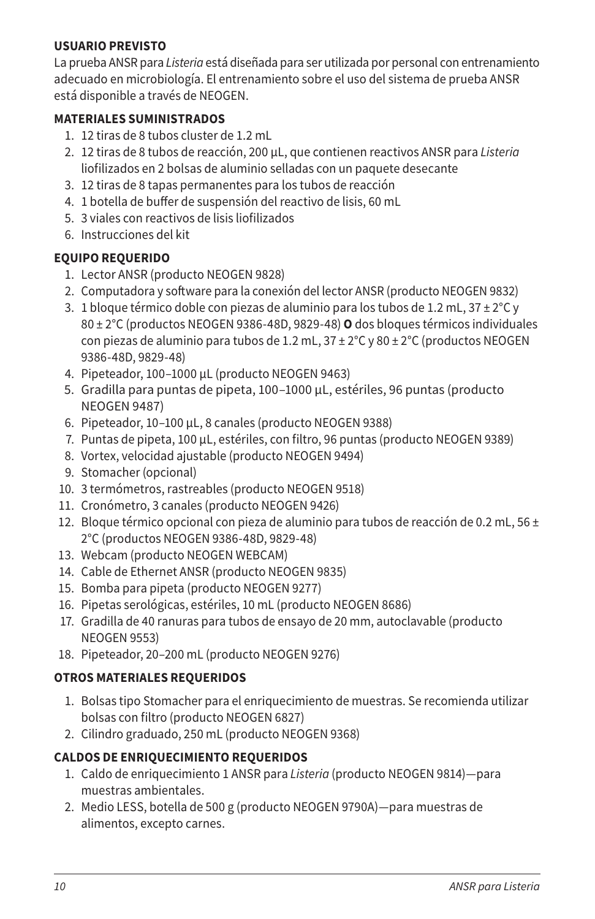**USUARIO PREVISTO**

La prueba ANSR para *Listeria* está diseñada para ser utilizada por personal con entrenamiento adecuado en microbiología. El entrenamiento sobre el uso del sistema de prueba ANSR está disponible a través de NEOGEN.

**MATERIALES SUMINISTRADOS**

1. 12 tiras de 8 tubos cluster de 1.2 mL
2. 12 tiras de 8 tubos de reacción, 200 µL, que contienen reactivos ANSR para *Listeria* liofilizados en 2 bolsas de aluminio selladas con un paquete desecante
3. 12 tiras de 8 tapas permanentes para los tubos de reacción
4. 1 botella de buffer de suspensión del reactivo de lisis, 60 mL
5. 3 viales con reactivos de lisis liofilizados
6. Instrucciones del kit

**EQUIPO REQUERIDO**

1. Lector ANSR (producto NEOGEN 9828)
2. Computadora y software para la conexión del lector ANSR (producto NEOGEN 9832)
3. 1 bloque térmico doble con piezas de aluminio para los tubos de 1.2 mL, 37 ± 2°C y 80 ± 2°C (productos NEOGEN 9386-48D, 9829-48) **O** dos bloques térmicos individuales con piezas de aluminio para tubos de 1.2 mL, 37 ± 2°C y 80 ± 2°C (productos NEOGEN 9386-48D, 9829-48)
4. Pipeteador, 100–1000 µL (producto NEOGEN 9463)
5. Gradilla para puntas de pipeta, 100–1000 µL, estériles, 96 puntas (producto NEOGEN 9487)
6. Pipeteador, 10–100 µL, 8 canales (producto NEOGEN 9388)
7. Puntas de pipeta, 100 µL, estériles, con filtro, 96 puntas (producto NEOGEN 9389)
8. Vortex, velocidad ajustable (producto NEOGEN 9494)
9. Stomacher (opcional)
10. 3 termómetros, rastreables (producto NEOGEN 9518)
11. Cronómetro, 3 canales (producto NEOGEN 9426)
12. Bloque térmico opcional con pieza de aluminio para tubos de reacción de 0.2 mL, 56 ± 2°C (productos NEOGEN 9386-48D, 9829-48)
13. Webcam (producto NEOGEN WEBCAM)
14. Cable de Ethernet ANSR (producto NEOGEN 9835)
15. Bomba para pipeta (producto NEOGEN 9277)
16. Pipetas serológicas, estériles, 10 mL (producto NEOGEN 8686)
17. Gradilla de 40 ranuras para tubos de ensayo de 20 mm, autoclavable (producto NEOGEN 9553)
18. Pipeteador, 20–200 mL (producto NEOGEN 9276)

**OTROS MATERIALES REQUERIDOS**

1. Bolsas tipo Stomacher para el enriquecimiento de muestras. Se recomienda utilizar bolsas con filtro (producto NEOGEN 6827)
2. Cilindro graduado, 250 mL (producto NEOGEN 9368)

**CALDOS DE ENRIQUECIMIENTO REQUERIDOS**

1. Caldo de enriquecimiento 1 ANSR para *Listeria* (producto NEOGEN 9814)—para muestras ambientales.
2. Medio LESS, botella de 500 g (producto NEOGEN 9790A)—para muestras de alimentos, excepto carnes.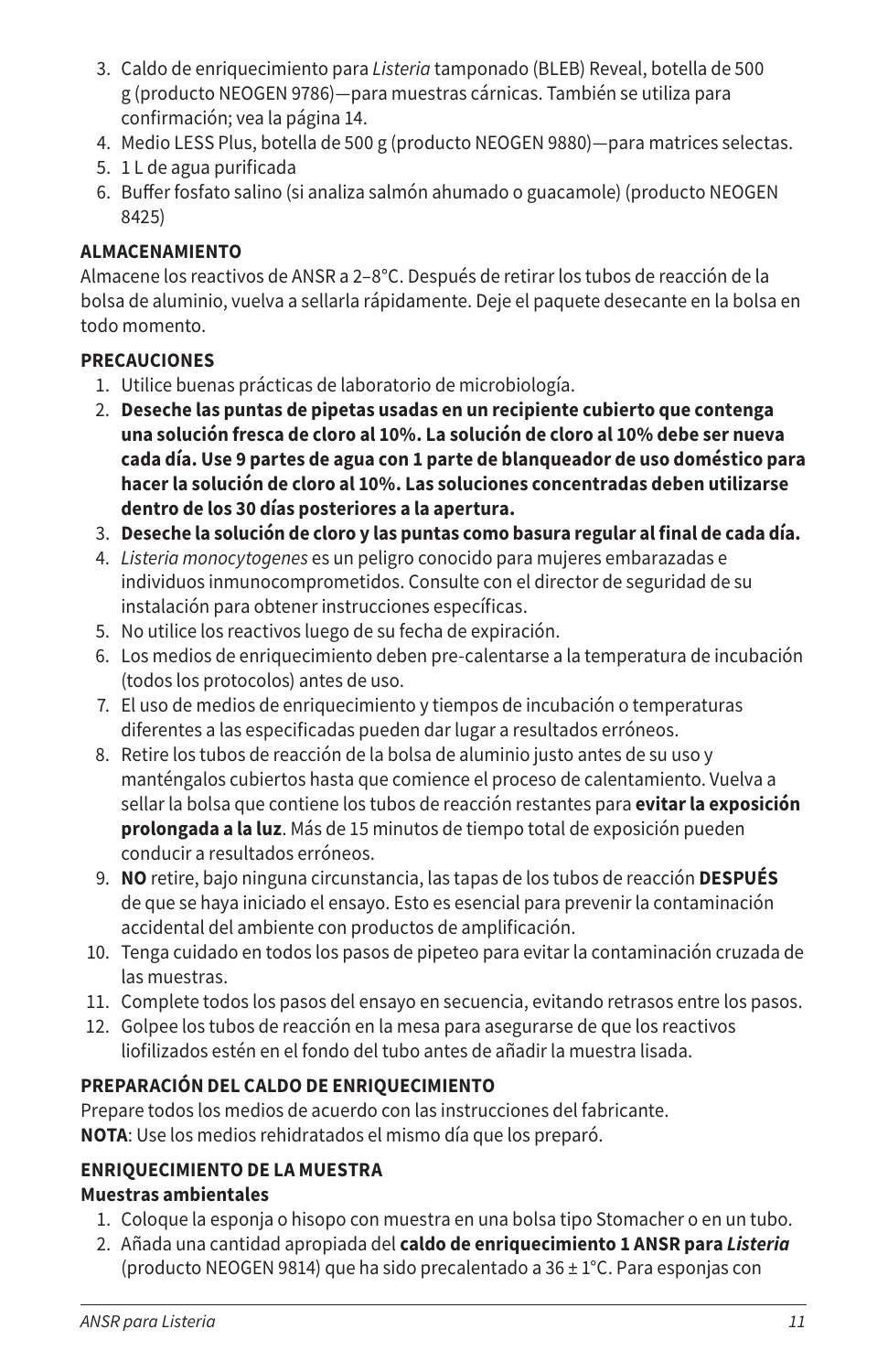3. Caldo de enriquecimiento para *Listeria* tamponado (BLEB) Reveal, botella de 500 g (producto NEOGEN 9786)—para muestras cárnicas. También se utiliza para confirmación; vea la página 14.
4. Medio LESS Plus, botella de 500 g (producto NEOGEN 9880)—para matrices selectas.
5. 1 L de agua purificada
6. Buffer fosfato salino (si analiza salmón ahumado o guacamole) (producto NEOGEN 8425)

**ALMACENAMIENTO**

Almacene los reactivos de ANSR a 2–8°C. Después de retirar los tubos de reacción de la bolsa de aluminio, vuelva a sellarla rápidamente. Deje el paquete desecante en la bolsa en todo momento.

**PRECAUCIONES**

1. Utilice buenas prácticas de laboratorio de microbiología.
2. **Deseche las puntas de pipetas usadas en un recipiente cubierto que contenga una solución fresca de cloro al 10%. La solución de cloro al 10% debe ser nueva cada día. Use 9 partes de agua con 1 parte de blanqueador de uso doméstico para hacer la solución de cloro al 10%. Las soluciones concentradas deben utilizarse dentro de los 30 días posteriores a la apertura.**
3. **Deseche la solución de cloro y las puntas como basura regular al final de cada día.**
4. *Listeria monocytogenes* es un peligro conocido para mujeres embarazadas e individuos inmunocomprometidos. Consulte con el director de seguridad de su instalación para obtener instrucciones específicas.
5. No utilice los reactivos luego de su fecha de expiración.
6. Los medios de enriquecimiento deben pre-calentarse a la temperatura de incubación (todos los protocolos) antes de uso.
7. El uso de medios de enriquecimiento y tiempos de incubación o temperaturas diferentes a las especificadas pueden dar lugar a resultados erróneos.
8. Retire los tubos de reacción de la bolsa de aluminio justo antes de su uso y manténgalos cubiertos hasta que comience el proceso de calentamiento. Vuelva a sellar la bolsa que contiene los tubos de reacción restantes para **evitar la exposición prolongada a la luz**. Más de 15 minutos de tiempo total de exposición pueden conducir a resultados erróneos.
9. **NO** retire, bajo ninguna circunstancia, las tapas de los tubos de reacción **DESPUÉS** de que se haya iniciado el ensayo. Esto es esencial para prevenir la contaminación accidental del ambiente con productos de amplificación.
10. Tenga cuidado en todos los pasos de pipeteo para evitar la contaminación cruzada de las muestras.
11. Complete todos los pasos del ensayo en secuencia, evitando retrasos entre los pasos.
12. Golpee los tubos de reacción en la mesa para asegurarse de que los reactivos liofilizados estén en el fondo del tubo antes de añadir la muestra lisada.

**PREPARACIÓN DEL CALDO DE ENRIQUECIMIENTO**

Prepare todos los medios de acuerdo con las instrucciones del fabricante.
**NOTA**: Use los medios rehidratados el mismo día que los preparó.

**ENRIQUECIMIENTO DE LA MUESTRA**

**Muestras ambientales**

1. Coloque la esponja o hisopo con muestra en una bolsa tipo Stomacher o en un tubo.
2. Añada una cantidad apropiada del **caldo de enriquecimiento 1 ANSR para *Listeria*** (producto NEOGEN 9814) que ha sido precalentado a 36 ± 1°C. Para esponjas con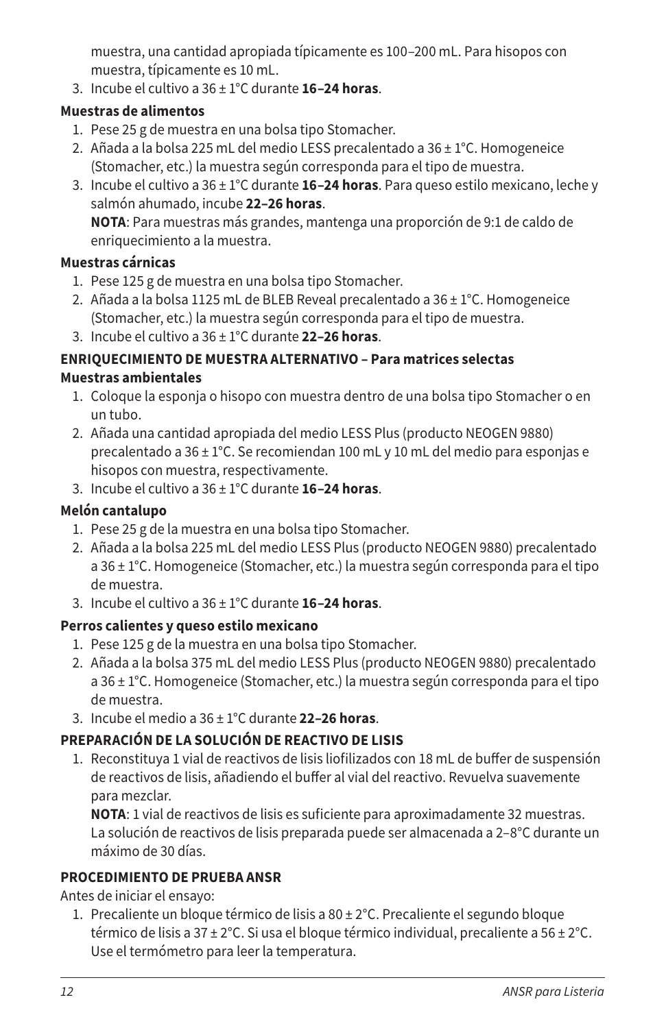muestra, una cantidad apropiada típicamente es 100–200 mL. Para hisopos con muestra, típicamente es 10 mL.

3. Incube el cultivo a 36 ± 1°C durante **16–24 horas**.

**Muestras de alimentos**

1. Pese 25 g de muestra en una bolsa tipo Stomacher.
2. Añada a la bolsa 225 mL del medio LESS precalentado a 36 ± 1°C. Homogeneice (Stomacher, etc.) la muestra según corresponda para el tipo de muestra.
3. Incube el cultivo a 36 ± 1°C durante **16–24 horas**. Para queso estilo mexicano, leche y salmón ahumado, incube **22–26 horas**.
   **NOTA**: Para muestras más grandes, mantenga una proporción de 9:1 de caldo de enriquecimiento a la muestra.

**Muestras cárnicas**

1. Pese 125 g de muestra en una bolsa tipo Stomacher.
2. Añada a la bolsa 1125 mL de BLEB Reveal precalentado a 36 ± 1°C. Homogeneice (Stomacher, etc.) la muestra según corresponda para el tipo de muestra.
3. Incube el cultivo a 36 ± 1°C durante **22–26 horas**.

**ENRIQUECIMIENTO DE MUESTRA ALTERNATIVO – Para matrices selectas**
**Muestras ambientales**

1. Coloque la esponja o hisopo con muestra dentro de una bolsa tipo Stomacher o en un tubo.
2. Añada una cantidad apropiada del medio LESS Plus (producto NEOGEN 9880) precalentado a 36 ± 1°C. Se recomiendan 100 mL y 10 mL del medio para esponjas e hisopos con muestra, respectivamente.
3. Incube el cultivo a 36 ± 1°C durante **16–24 horas**.

**Melón cantalupo**

1. Pese 25 g de la muestra en una bolsa tipo Stomacher.
2. Añada a la bolsa 225 mL del medio LESS Plus (producto NEOGEN 9880) precalentado a 36 ± 1°C. Homogeneice (Stomacher, etc.) la muestra según corresponda para el tipo de muestra.
3. Incube el cultivo a 36 ± 1°C durante **16–24 horas**.

**Perros calientes y queso estilo mexicano**

1. Pese 125 g de la muestra en una bolsa tipo Stomacher.
2. Añada a la bolsa 375 mL del medio LESS Plus (producto NEOGEN 9880) precalentado a 36 ± 1°C. Homogeneice (Stomacher, etc.) la muestra según corresponda para el tipo de muestra.
3. Incube el medio a 36 ± 1°C durante **22–26 horas**.

**PREPARACIÓN DE LA SOLUCIÓN DE REACTIVO DE LISIS**

1. Reconstituya 1 vial de reactivos de lisis liofilizados con 18 mL de buffer de suspensión de reactivos de lisis, añadiendo el buffer al vial del reactivo. Revuelva suavemente para mezclar.
   **NOTA**: 1 vial de reactivos de lisis es suficiente para aproximadamente 32 muestras. La solución de reactivos de lisis preparada puede ser almacenada a 2–8°C durante un máximo de 30 días.

**PROCEDIMIENTO DE PRUEBA ANSR**

Antes de iniciar el ensayo:

1. Precaliente un bloque térmico de lisis a 80 ± 2°C. Precaliente el segundo bloque térmico de lisis a 37 ± 2°C. Si usa el bloque térmico individual, precaliente a 56 ± 2°C. Use el termómetro para leer la temperatura.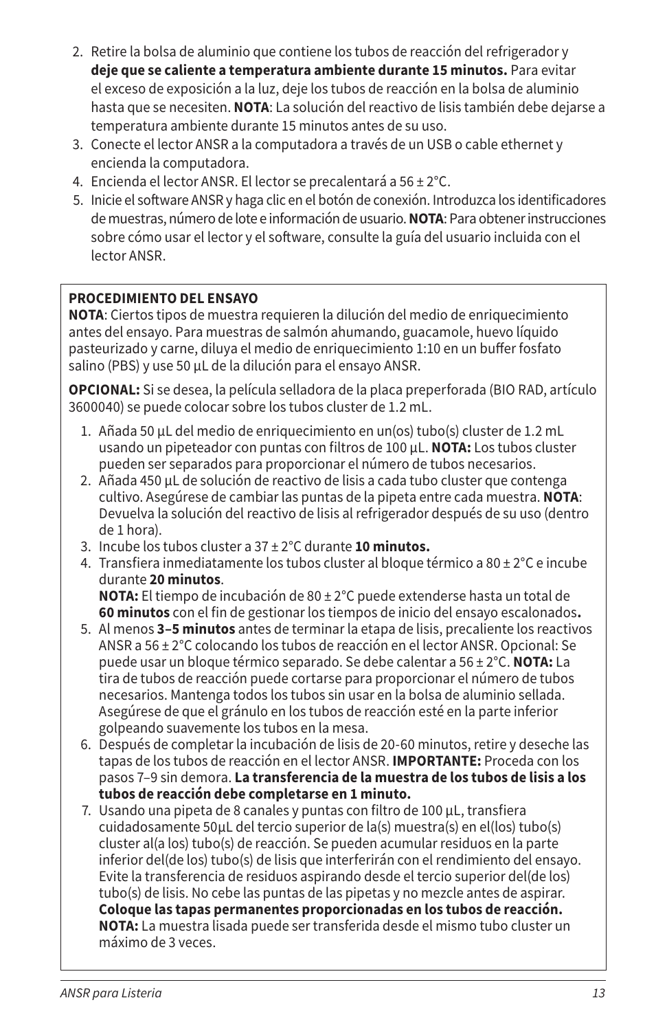2. Retire la bolsa de aluminio que contiene los tubos de reacción del refrigerador y **deje que se caliente a temperatura ambiente durante 15 minutos.** Para evitar el exceso de exposición a la luz, deje los tubos de reacción en la bolsa de aluminio hasta que se necesiten. **NOTA**: La solución del reactivo de lisis también debe dejarse a temperatura ambiente durante 15 minutos antes de su uso.
3. Conecte el lector ANSR a la computadora a través de un USB o cable ethernet y encienda la computadora.
4. Encienda el lector ANSR. El lector se precalentará a 56 ± 2°C.
5. Inicie el software ANSR y haga clic en el botón de conexión. Introduzca los identificadores de muestras, número de lote e información de usuario. **NOTA**: Para obtener instrucciones sobre cómo usar el lector y el software, consulte la guía del usuario incluida con el lector ANSR.

**PROCEDIMIENTO DEL ENSAYO**

**NOTA**: Ciertos tipos de muestra requieren la dilución del medio de enriquecimiento antes del ensayo. Para muestras de salmón ahumando, guacamole, huevo líquido pasteurizado y carne, diluya el medio de enriquecimiento 1:10 en un buffer fosfato salino (PBS) y use 50 µL de la dilución para el ensayo ANSR.

**OPCIONAL:** Si se desea, la película selladora de la placa preperforada (BIO RAD, artículo 3600040) se puede colocar sobre los tubos cluster de 1.2 mL.

1. Añada 50 µL del medio de enriquecimiento en un(os) tubo(s) cluster de 1.2 mL usando un pipeteador con puntas con filtros de 100 µL. **NOTA:** Los tubos cluster pueden ser separados para proporcionar el número de tubos necesarios.
2. Añada 450 µL de solución de reactivo de lisis a cada tubo cluster que contenga cultivo. Asegúrese de cambiar las puntas de la pipeta entre cada muestra. **NOTA**: Devuelva la solución del reactivo de lisis al refrigerador después de su uso (dentro de 1 hora).
3. Incube los tubos cluster a 37 ± 2°C durante **10 minutos.**
4. Transfiera inmediatamente los tubos cluster al bloque térmico a 80 ± 2°C e incube durante **20 minutos**.
   **NOTA:** El tiempo de incubación de 80 ± 2°C puede extenderse hasta un total de **60 minutos** con el fin de gestionar los tiempos de inicio del ensayo escalonados**.**
5. Al menos **3–5 minutos** antes de terminar la etapa de lisis, precaliente los reactivos ANSR a 56 ± 2°C colocando los tubos de reacción en el lector ANSR. Opcional: Se puede usar un bloque térmico separado. Se debe calentar a 56 ± 2°C. **NOTA:** La tira de tubos de reacción puede cortarse para proporcionar el número de tubos necesarios. Mantenga todos los tubos sin usar en la bolsa de aluminio sellada. Asegúrese de que el gránulo en los tubos de reacción esté en la parte inferior golpeando suavemente los tubos en la mesa.
6. Después de completar la incubación de lisis de 20-60 minutos, retire y deseche las tapas de los tubos de reacción en el lector ANSR. **IMPORTANTE:** Proceda con los pasos 7–9 sin demora. **La transferencia de la muestra de los tubos de lisis a los tubos de reacción debe completarse en 1 minuto.**
7. Usando una pipeta de 8 canales y puntas con filtro de 100 µL, transfiera cuidadosamente 50µL del tercio superior de la(s) muestra(s) en el(los) tubo(s) cluster al(a los) tubo(s) de reacción. Se pueden acumular residuos en la parte inferior del(de los) tubo(s) de lisis que interferirán con el rendimiento del ensayo. Evite la transferencia de residuos aspirando desde el tercio superior del(de los) tubo(s) de lisis. No cebe las puntas de las pipetas y no mezcle antes de aspirar. **Coloque las tapas permanentes proporcionadas en los tubos de reacción.** **NOTA:** La muestra lisada puede ser transferida desde el mismo tubo cluster un máximo de 3 veces.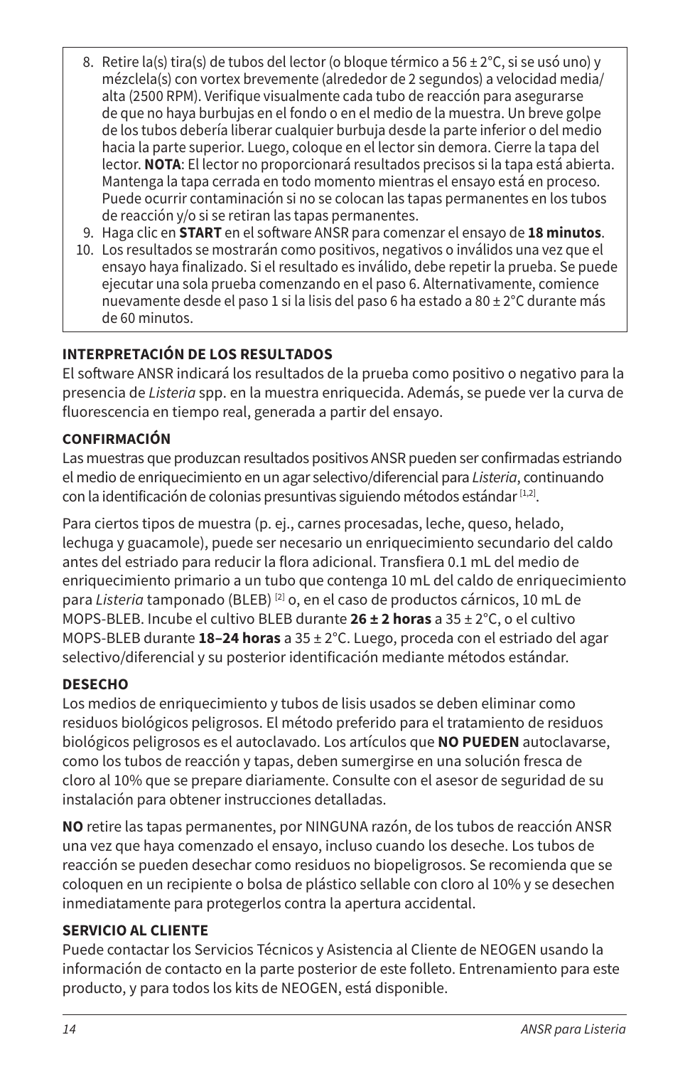8. Retire la(s) tira(s) de tubos del lector (o bloque térmico a 56 ± 2°C, si se usó uno) y mézclela(s) con vortex brevemente (alrededor de 2 segundos) a velocidad media/alta (2500 RPM). Verifique visualmente cada tubo de reacción para asegurarse de que no haya burbujas en el fondo o en el medio de la muestra. Un breve golpe de los tubos debería liberar cualquier burbuja desde la parte inferior o del medio hacia la parte superior. Luego, coloque en el lector sin demora. Cierre la tapa del lector. **NOTA**: El lector no proporcionará resultados precisos si la tapa está abierta. Mantenga la tapa cerrada en todo momento mientras el ensayo está en proceso. Puede ocurrir contaminación si no se colocan las tapas permanentes en los tubos de reacción y/o si se retiran las tapas permanentes.
9. Haga clic en **START** en el software ANSR para comenzar el ensayo de **18 minutos**.
10. Los resultados se mostrarán como positivos, negativos o inválidos una vez que el ensayo haya finalizado. Si el resultado es inválido, debe repetir la prueba. Se puede ejecutar una sola prueba comenzando en el paso 6. Alternativamente, comience nuevamente desde el paso 1 si la lisis del paso 6 ha estado a 80 ± 2°C durante más de 60 minutos.

### INTERPRETACIÓN DE LOS RESULTADOS

El software ANSR indicará los resultados de la prueba como positivo o negativo para la presencia de *Listeria* spp. en la muestra enriquecida. Además, se puede ver la curva de fluorescencia en tiempo real, generada a partir del ensayo.

### CONFIRMACIÓN

Las muestras que produzcan resultados positivos ANSR pueden ser confirmadas estriando el medio de enriquecimiento en un agar selectivo/diferencial para *Listeria*, continuando con la identificación de colonias presuntivas siguiendo métodos estándar [1,2].

Para ciertos tipos de muestra (p. ej., carnes procesadas, leche, queso, helado, lechuga y guacamole), puede ser necesario un enriquecimiento secundario del caldo antes del estriado para reducir la flora adicional. Transfiera 0.1 mL del medio de enriquecimiento primario a un tubo que contenga 10 mL del caldo de enriquecimiento para *Listeria* tamponado (BLEB) [2] o, en el caso de productos cárnicos, 10 mL de MOPS-BLEB. Incube el cultivo BLEB durante **26 ± 2 horas** a 35 ± 2°C, o el cultivo MOPS-BLEB durante **18–24 horas** a 35 ± 2°C. Luego, proceda con el estriado del agar selectivo/diferencial y su posterior identificación mediante métodos estándar.

### DESECHO

Los medios de enriquecimiento y tubos de lisis usados se deben eliminar como residuos biológicos peligrosos. El método preferido para el tratamiento de residuos biológicos peligrosos es el autoclavado. Los artículos que **NO PUEDEN** autoclavarse, como los tubos de reacción y tapas, deben sumergirse en una solución fresca de cloro al 10% que se prepare diariamente. Consulte con el asesor de seguridad de su instalación para obtener instrucciones detalladas.

**NO** retire las tapas permanentes, por NINGUNA razón, de los tubos de reacción ANSR una vez que haya comenzado el ensayo, incluso cuando los deseche. Los tubos de reacción se pueden desechar como residuos no biopeligrosos. Se recomienda que se coloquen en un recipiente o bolsa de plástico sellable con cloro al 10% y se desechen inmediatamente para protegerlos contra la apertura accidental.

### SERVICIO AL CLIENTE

Puede contactar los Servicios Técnicos y Asistencia al Cliente de NEOGEN usando la información de contacto en la parte posterior de este folleto. Entrenamiento para este producto, y para todos los kits de NEOGEN, está disponible.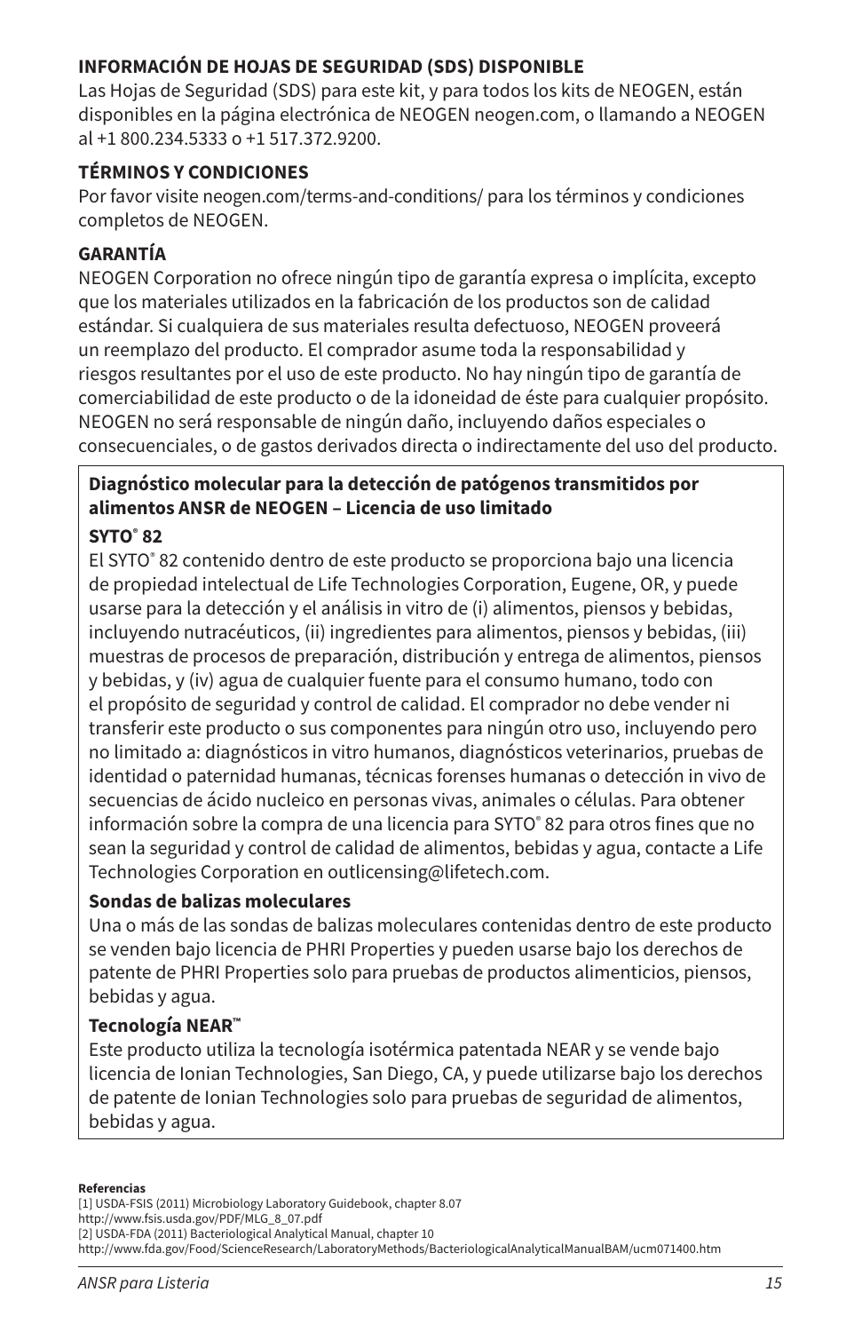**INFORMACIÓN DE HOJAS DE SEGURIDAD (SDS) DISPONIBLE**

Las Hojas de Seguridad (SDS) para este kit, y para todos los kits de NEOGEN, están disponibles en la página electrónica de NEOGEN neogen.com, o llamando a NEOGEN al +1 800.234.5333 o +1 517.372.9200.

**TÉRMINOS Y CONDICIONES**

Por favor visite neogen.com/terms-and-conditions/ para los términos y condiciones completos de NEOGEN.

**GARANTÍA**

NEOGEN Corporation no ofrece ningún tipo de garantía expresa o implícita, excepto que los materiales utilizados en la fabricación de los productos son de calidad estándar. Si cualquiera de sus materiales resulta defectuoso, NEOGEN proveerá un reemplazo del producto. El comprador asume toda la responsabilidad y riesgos resultantes por el uso de este producto. No hay ningún tipo de garantía de comerciabilidad de este producto o de la idoneidad de éste para cualquier propósito. NEOGEN no será responsable de ningún daño, incluyendo daños especiales o consecuenciales, o de gastos derivados directa o indirectamente del uso del producto.

**Diagnóstico molecular para la detección de patógenos transmitidos por alimentos ANSR de NEOGEN – Licencia de uso limitado**

**SYTO® 82**

El SYTO® 82 contenido dentro de este producto se proporciona bajo una licencia de propiedad intelectual de Life Technologies Corporation, Eugene, OR, y puede usarse para la detección y el análisis in vitro de (i) alimentos, piensos y bebidas, incluyendo nutracéuticos, (ii) ingredientes para alimentos, piensos y bebidas, (iii) muestras de procesos de preparación, distribución y entrega de alimentos, piensos y bebidas, y (iv) agua de cualquier fuente para el consumo humano, todo con el propósito de seguridad y control de calidad. El comprador no debe vender ni transferir este producto o sus componentes para ningún otro uso, incluyendo pero no limitado a: diagnósticos in vitro humanos, diagnósticos veterinarios, pruebas de identidad o paternidad humanas, técnicas forenses humanas o detección in vivo de secuencias de ácido nucleico en personas vivas, animales o células. Para obtener información sobre la compra de una licencia para SYTO® 82 para otros fines que no sean la seguridad y control de calidad de alimentos, bebidas y agua, contacte a Life Technologies Corporation en outlicensing@lifetech.com.

**Sondas de balizas moleculares**

Una o más de las sondas de balizas moleculares contenidas dentro de este producto se venden bajo licencia de PHRI Properties y pueden usarse bajo los derechos de patente de PHRI Properties solo para pruebas de productos alimenticios, piensos, bebidas y agua.

**Tecnología NEAR™**

Este producto utiliza la tecnología isotérmica patentada NEAR y se vende bajo licencia de Ionian Technologies, San Diego, CA, y puede utilizarse bajo los derechos de patente de Ionian Technologies solo para pruebas de seguridad de alimentos, bebidas y agua.

**Referencias**

[1] USDA-FSIS (2011) Microbiology Laboratory Guidebook, chapter 8.07
http://www.fsis.usda.gov/PDF/MLG_8_07.pdf

[2] USDA-FDA (2011) Bacteriological Analytical Manual, chapter 10
http://www.fda.gov/Food/ScienceResearch/LaboratoryMethods/BacteriologicalAnalyticalManualBAM/ucm071400.htm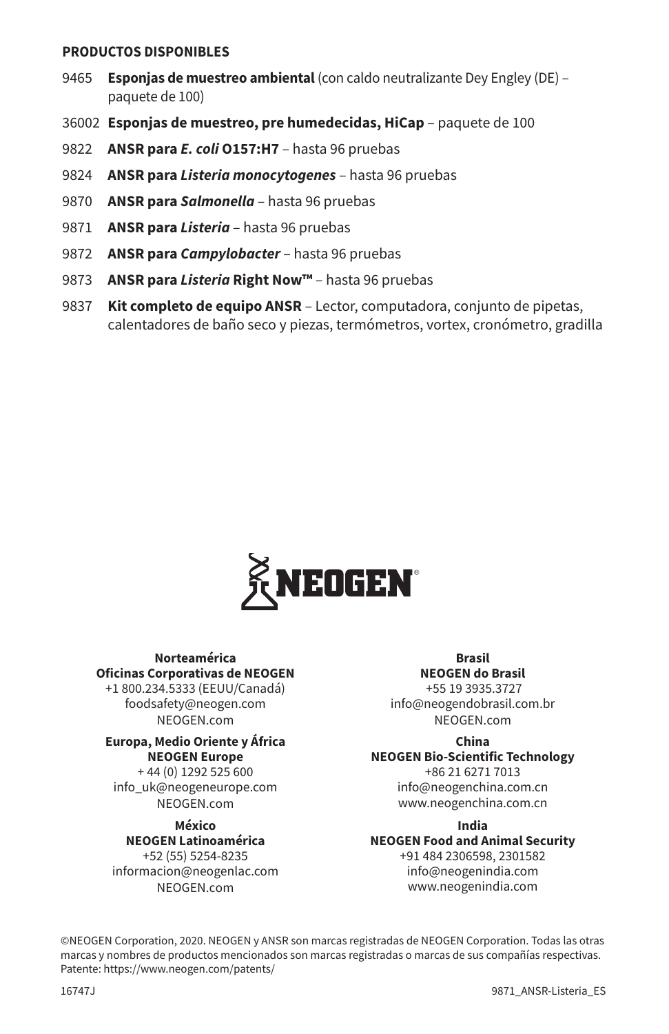**PRODUCTOS DISPONIBLES**

9465 **Esponjas de muestreo ambiental** (con caldo neutralizante Dey Engley (DE) – paquete de 100)

36002 **Esponjas de muestreo, pre humedecidas, HiCap** – paquete de 100

9822 **ANSR para *E. coli* O157:H7** – hasta 96 pruebas

9824 **ANSR para *Listeria monocytogenes*** – hasta 96 pruebas

9870 **ANSR para *Salmonella*** – hasta 96 pruebas

9871 **ANSR para *Listeria*** – hasta 96 pruebas

9872 **ANSR para *Campylobacter*** – hasta 96 pruebas

9873 **ANSR para *Listeria* Right Now™** – hasta 96 pruebas

9837 **Kit completo de equipo ANSR** – Lector, computadora, conjunto de pipetas, calentadores de baño seco y piezas, termómetros, vortex, cronómetro, gradilla

NEOGEN®

**Norteamérica**
**Oficinas Corporativas de NEOGEN**
+1 800.234.5333 (EEUU/Canadá)
foodsafety@neogen.com
NEOGEN.com

**Europa, Medio Oriente y África**
**NEOGEN Europe**
+ 44 (0) 1292 525 600
info_uk@neogeneurope.com
NEOGEN.com

**México**
**NEOGEN Latinoamérica**
+52 (55) 5254-8235
informacion@neogenlac.com
NEOGEN.com

**Brasil**
**NEOGEN do Brasil**
+55 19 3935.3727
info@neogendobrasil.com.br
NEOGEN.com

**China**
**NEOGEN Bio-Scientific Technology**
+86 21 6271 7013
info@neogenchina.com.cn
www.neogenchina.com.cn

**India**
**NEOGEN Food and Animal Security**
+91 484 2306598, 2301582
info@neogenindia.com
www.neogenindia.com

©NEOGEN Corporation, 2020. NEOGEN y ANSR son marcas registradas de NEOGEN Corporation. Todas las otras marcas y nombres de productos mencionados son marcas registradas o marcas de sus compañías respectivas. Patente: https://www.neogen.com/patents/

16747J 9871_ANSR-Listeria_ES